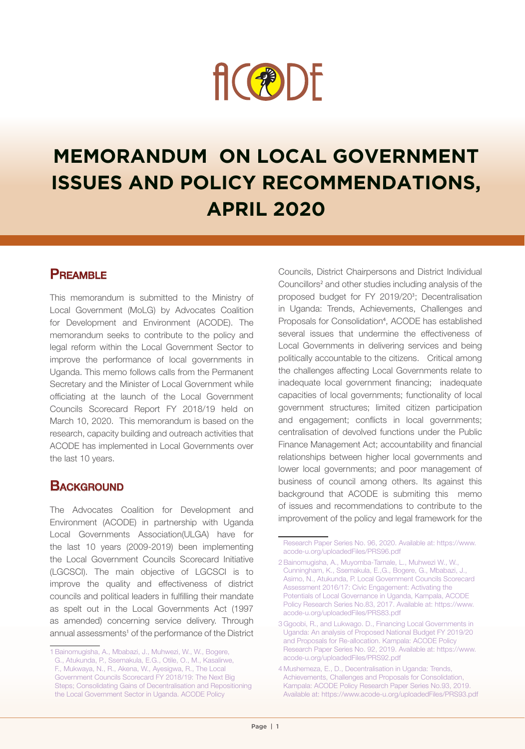ACODE

# MEMORANDUM ON LOCAL GOVERNMENT ISSUES AND POLICY RECOMMENDATIONS, APRIL 2020

## Preamble

This memorandum is submitted to the Ministry of Local Government (MoLG) by Advocates Coalition for Development and Environment (ACODE). The memorandum seeks to contribute to the policy and legal reform within the Local Government Sector to improve the performance of local governments in Uganda. This memo follows calls from the Permanent Secretary and the Minister of Local Government while officiating at the launch of the Local Government Councils Scorecard Report FY 2018/19 held on March 10, 2020. This memorandum is based on the research, capacity building and outreach activities that ACODE has implemented in Local Governments over the last 10 years.

## Background

The Advocates Coalition for Development and Environment (ACODE) in partnership with Uganda Local Governments Association(ULGA) have for the last 10 years (2009-2019) been implementing the Local Government Councils Scorecard Initiative (LGCSCI). The main objective of LGCSCI is to improve the quality and effectiveness of district councils and political leaders in fulfilling their mandate as spelt out in the Local Governments Act (1997 as amended) concerning service delivery. Through annual assessments[1] of the performance of the District Councils, District Chairpersons and District Individual Councillors[2] and other studies including analysis of the proposed budget for FY 2019/20[3]; Decentralisation in Uganda: Trends, Achievements, Challenges and Proposals for Consolidation[4], ACODE has established several issues that undermine the effectiveness of Local Governments in delivering services and being politically accountable to the citizens. Critical among the challenges affecting Local Governments relate to inadequate local government financing; inadequate capacities of local governments; functionality of local government structures; limited citizen participation and engagement; conflicts in local governments; centralisation of devolved functions under the Public Finance Management Act; accountability and financial relationships between higher local governments and lower local governments; and poor management of business of council among others. Its against this background that ACODE is submiting this memo of issues and recommendations to contribute to the improvement of the policy and legal framework for the

---

1 Bainomugisha, A., Mbabazi, J., Muhwezi, W., W., Bogere, G., Atukunda, P., Ssemakula, E.G., Otile, O., M., Kasalirwe, F., Mukwaya, N., R., Akena, W., Ayesigwa, R., The Local Government Councils Scorecard FY 2018/19: The Next Big Steps; Consolidating Gains of Decentralisation and Repositioning the Local Government Sector in Uganda. ACODE Policy Research Paper Series No. 96, 2020. Available at: https://www.acode-u.org/uploadedFiles/PRS96.pdf

2 Bainomugisha, A., Muyomba-Tamale, L., Muhwezi W., W., Cunningham, K., Ssemakula, E.,G., Bogere, G., Mbabazi, J., Asimo, N., Atukunda, P. Local Government Councils Scorecard Assessment 2016/17: Civic Engagement: Activating the Potentials of Local Governance in Uganda, Kampala, ACODE Policy Research Series No.83, 2017. Available at: https://www.acode-u.org/uploadedFiles/PRS83.pdf

3 Ggoobi, R., and Lukwago. D., Financing Local Governments in Uganda: An analysis of Proposed National Budget FY 2019/20 and Proposals for Re-allocation. Kampala: ACODE Policy Research Paper Series No. 92, 2019. Available at: https://www.acode-u.org/uploadedFiles/PRS92.pdf

4 Mushemeza, E., D., Decentralisation in Uganda: Trends, Achievements, Challenges and Proposals for Consolidation, Kampala: ACODE Policy Research Paper Series No.93, 2019. Available at: https://www.acode-u.org/uploadedFiles/PRS93.pdf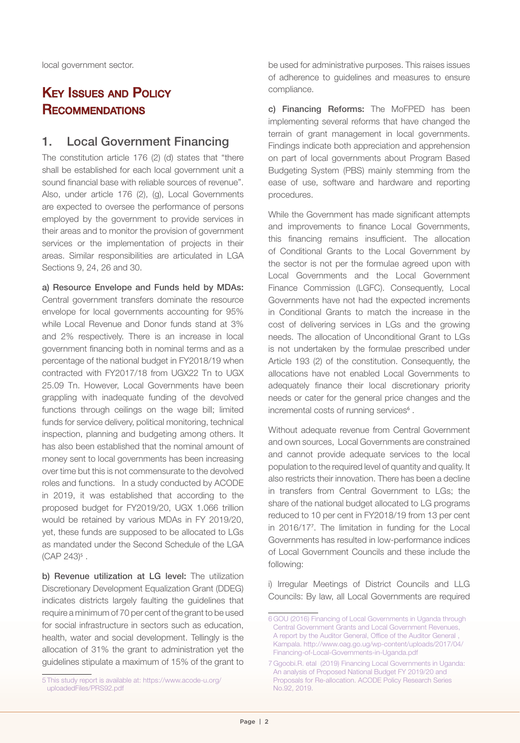local government sector.

## Key Issues and Policy Recommendations

### 1. Local Government Financing

The constitution article 176 (2) (d) states that "there shall be established for each local government unit a sound financial base with reliable sources of revenue". Also, under article 176 (2), (g), Local Governments are expected to oversee the performance of persons employed by the government to provide services in their areas and to monitor the provision of government services or the implementation of projects in their areas. Similar responsibilities are articulated in LGA Sections 9, 24, 26 and 30.

**a) Resource Envelope and Funds held by MDAs:** Central government transfers dominate the resource envelope for local governments accounting for 95% while Local Revenue and Donor funds stand at 3% and 2% respectively. There is an increase in local government financing both in nominal terms and as a percentage of the national budget in FY2018/19 when contracted with FY2017/18 from UGX22 Tn to UGX 25.09 Tn. However, Local Governments have been grappling with inadequate funding of the devolved functions through ceilings on the wage bill; limited funds for service delivery, political monitoring, technical inspection, planning and budgeting among others. It has also been established that the nominal amount of money sent to local governments has been increasing over time but this is not commensurate to the devolved roles and functions. In a study conducted by ACODE in 2019, it was established that according to the proposed budget for FY2019/20, UGX 1.066 trillion would be retained by various MDAs in FY 2019/20, yet, these funds are supposed to be allocated to LGs as mandated under the Second Schedule of the LGA (CAP 243)[5] .

**b) Revenue utilization at LG level:** The utilization Discretionary Development Equalization Grant (DDEG) indicates districts largely faulting the guidelines that require a minimum of 70 per cent of the grant to be used for social infrastructure in sectors such as education, health, water and social development. Tellingly is the allocation of 31% the grant to administration yet the guidelines stipulate a maximum of 15% of the grant to be used for administrative purposes. This raises issues of adherence to guidelines and measures to ensure compliance.

**c) Financing Reforms:** The MoFPED has been implementing several reforms that have changed the terrain of grant management in local governments. Findings indicate both appreciation and apprehension on part of local governments about Program Based Budgeting System (PBS) mainly stemming from the ease of use, software and hardware and reporting procedures.

While the Government has made significant attempts and improvements to finance Local Governments, this financing remains insufficient. The allocation of Conditional Grants to the Local Government by the sector is not per the formulae agreed upon with Local Governments and the Local Government Finance Commission (LGFC). Consequently, Local Governments have not had the expected increments in Conditional Grants to match the increase in the cost of delivering services in LGs and the growing needs. The allocation of Unconditional Grant to LGs is not undertaken by the formulae prescribed under Article 193 (2) of the constitution. Consequently, the allocations have not enabled Local Governments to adequately finance their local discretionary priority needs or cater for the general price changes and the incremental costs of running services[6] .

Without adequate revenue from Central Government and own sources, Local Governments are constrained and cannot provide adequate services to the local population to the required level of quantity and quality. It also restricts their innovation. There has been a decline in transfers from Central Government to LGs; the share of the national budget allocated to LG programs reduced to 10 per cent in FY2018/19 from 13 per cent in 2016/17[7]. The limitation in funding for the Local Governments has resulted in low-performance indices of Local Government Councils and these include the following:

i) Irregular Meetings of District Councils and LLG Councils: By law, all Local Governments are required

---

5 This study report is available at: https://www.acode-u.org/uploadedFiles/PRS92.pdf

6 GOU (2016) Financing of Local Governments in Uganda through Central Government Grants and Local Government Revenues, A report by the Auditor General, Office of the Auditor General , Kampala. http://www.oag.go.ug/wp-content/uploads/2017/04/Financing-of-Local-Governments-in-Uganda.pdf

7 Ggoobi.R. etal (2019) Financing Local Governments in Uganda: An analysis of Proposed National Budget FY 2019/20 and Proposals for Re-allocation. ACODE Policy Research Series No.92, 2019.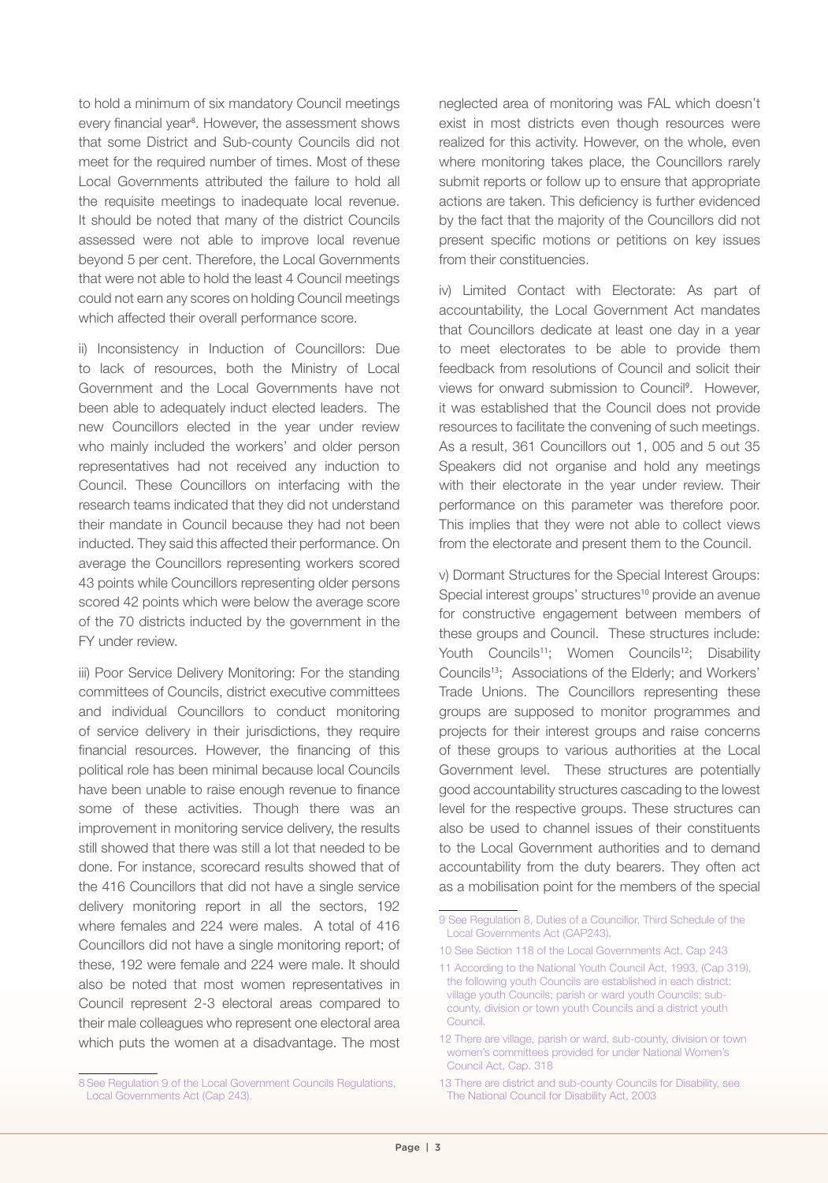to hold a minimum of six mandatory Council meetings every financial year[8]. However, the assessment shows that some District and Sub-county Councils did not meet for the required number of times. Most of these Local Governments attributed the failure to hold all the requisite meetings to inadequate local revenue. It should be noted that many of the district Councils assessed were not able to improve local revenue beyond 5 per cent. Therefore, the Local Governments that were not able to hold the least 4 Council meetings could not earn any scores on holding Council meetings which affected their overall performance score.

ii) Inconsistency in Induction of Councillors: Due to lack of resources, both the Ministry of Local Government and the Local Governments have not been able to adequately induct elected leaders. The new Councillors elected in the year under review who mainly included the workers' and older person representatives had not received any induction to Council. These Councillors on interfacing with the research teams indicated that they did not understand their mandate in Council because they had not been inducted. They said this affected their performance. On average the Councillors representing workers scored 43 points while Councillors representing older persons scored 42 points which were below the average score of the 70 districts inducted by the government in the FY under review.

iii) Poor Service Delivery Monitoring: For the standing committees of Councils, district executive committees and individual Councillors to conduct monitoring of service delivery in their jurisdictions, they require financial resources. However, the financing of this political role has been minimal because local Councils have been unable to raise enough revenue to finance some of these activities. Though there was an improvement in monitoring service delivery, the results still showed that there was still a lot that needed to be done. For instance, scorecard results showed that of the 416 Councillors that did not have a single service delivery monitoring report in all the sectors, 192 where females and 224 were males. A total of 416 Councillors did not have a single monitoring report; of these, 192 were female and 224 were male. It should also be noted that most women representatives in Council represent 2-3 electoral areas compared to their male colleagues who represent one electoral area which puts the women at a disadvantage. The most neglected area of monitoring was FAL which doesn't exist in most districts even though resources were realized for this activity. However, on the whole, even where monitoring takes place, the Councillors rarely submit reports or follow up to ensure that appropriate actions are taken. This deficiency is further evidenced by the fact that the majority of the Councillors did not present specific motions or petitions on key issues from their constituencies.

iv) Limited Contact with Electorate: As part of accountability, the Local Government Act mandates that Councillors dedicate at least one day in a year to meet electorates to be able to provide them feedback from resolutions of Council and solicit their views for onward submission to Council[9]. However, it was established that the Council does not provide resources to facilitate the convening of such meetings. As a result, 361 Councillors out 1, 005 and 5 out 35 Speakers did not organise and hold any meetings with their electorate in the year under review. Their performance on this parameter was therefore poor. This implies that they were not able to collect views from the electorate and present them to the Council.

v) Dormant Structures for the Special Interest Groups: Special interest groups' structures[10] provide an avenue for constructive engagement between members of these groups and Council. These structures include: Youth Councils[11]; Women Councils[12]; Disability Councils[13]; Associations of the Elderly; and Workers' Trade Unions. The Councillors representing these groups are supposed to monitor programmes and projects for their interest groups and raise concerns of these groups to various authorities at the Local Government level. These structures are potentially good accountability structures cascading to the lowest level for the respective groups. These structures can also be used to channel issues of their constituents to the Local Government authorities and to demand accountability from the duty bearers. They often act as a mobilisation point for the members of the special

---

8 See Regulation 9 of the Local Government Councils Regulations, Local Governments Act (Cap 243).

9 See Regulation 8, Duties of a Councillor, Third Schedule of the Local Governments Act (CAP243).

10 See Section 118 of the Local Governments Act, Cap 243

11 According to the National Youth Council Act, 1993, (Cap 319), the following youth Councils are established in each district: village youth Councils; parish or ward youth Councils; sub-county, division or town youth Councils and a district youth Council.

12 There are village, parish or ward, sub-county, division or town women's committees provided for under National Women's Council Act, Cap. 318

13 There are district and sub-county Councils for Disability, see The National Council for Disability Act, 2003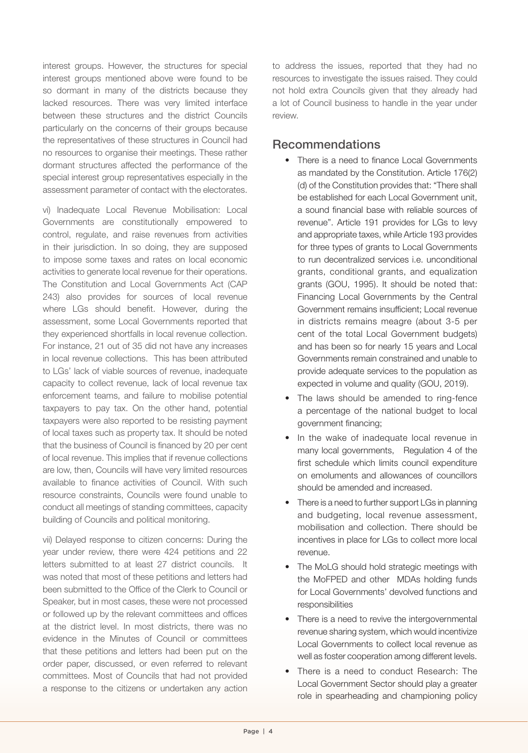interest groups. However, the structures for special interest groups mentioned above were found to be so dormant in many of the districts because they lacked resources. There was very limited interface between these structures and the district Councils particularly on the concerns of their groups because the representatives of these structures in Council had no resources to organise their meetings. These rather dormant structures affected the performance of the special interest group representatives especially in the assessment parameter of contact with the electorates.

vi) Inadequate Local Revenue Mobilisation: Local Governments are constitutionally empowered to control, regulate, and raise revenues from activities in their jurisdiction. In so doing, they are supposed to impose some taxes and rates on local economic activities to generate local revenue for their operations. The Constitution and Local Governments Act (CAP 243) also provides for sources of local revenue where LGs should benefit. However, during the assessment, some Local Governments reported that they experienced shortfalls in local revenue collection. For instance, 21 out of 35 did not have any increases in local revenue collections. This has been attributed to LGs' lack of viable sources of revenue, inadequate capacity to collect revenue, lack of local revenue tax enforcement teams, and failure to mobilise potential taxpayers to pay tax. On the other hand, potential taxpayers were also reported to be resisting payment of local taxes such as property tax. It should be noted that the business of Council is financed by 20 per cent of local revenue. This implies that if revenue collections are low, then, Councils will have very limited resources available to finance activities of Council. With such resource constraints, Councils were found unable to conduct all meetings of standing committees, capacity building of Councils and political monitoring.

vii) Delayed response to citizen concerns: During the year under review, there were 424 petitions and 22 letters submitted to at least 27 district councils. It was noted that most of these petitions and letters had been submitted to the Office of the Clerk to Council or Speaker, but in most cases, these were not processed or followed up by the relevant committees and offices at the district level. In most districts, there was no evidence in the Minutes of Council or committees that these petitions and letters had been put on the order paper, discussed, or even referred to relevant committees. Most of Councils that had not provided a response to the citizens or undertaken any action to address the issues, reported that they had no resources to investigate the issues raised. They could not hold extra Councils given that they already had a lot of Council business to handle in the year under review.

## Recommendations

- There is a need to finance Local Governments as mandated by the Constitution. Article 176(2) (d) of the Constitution provides that: "There shall be established for each Local Government unit, a sound financial base with reliable sources of revenue". Article 191 provides for LGs to levy and appropriate taxes, while Article 193 provides for three types of grants to Local Governments to run decentralized services i.e. unconditional grants, conditional grants, and equalization grants (GOU, 1995). It should be noted that: Financing Local Governments by the Central Government remains insufficient; Local revenue in districts remains meagre (about 3-5 per cent of the total Local Government budgets) and has been so for nearly 15 years and Local Governments remain constrained and unable to provide adequate services to the population as expected in volume and quality (GOU, 2019).
- The laws should be amended to ring-fence a percentage of the national budget to local government financing;
- In the wake of inadequate local revenue in many local governments, Regulation 4 of the first schedule which limits council expenditure on emoluments and allowances of councillors should be amended and increased.
- There is a need to further support LGs in planning and budgeting, local revenue assessment, mobilisation and collection. There should be incentives in place for LGs to collect more local revenue.
- The MoLG should hold strategic meetings with the MoFPED and other MDAs holding funds for Local Governments' devolved functions and responsibilities
- There is a need to revive the intergovernmental revenue sharing system, which would incentivize Local Governments to collect local revenue as well as foster cooperation among different levels.
- There is a need to conduct Research: The Local Government Sector should play a greater role in spearheading and championing policy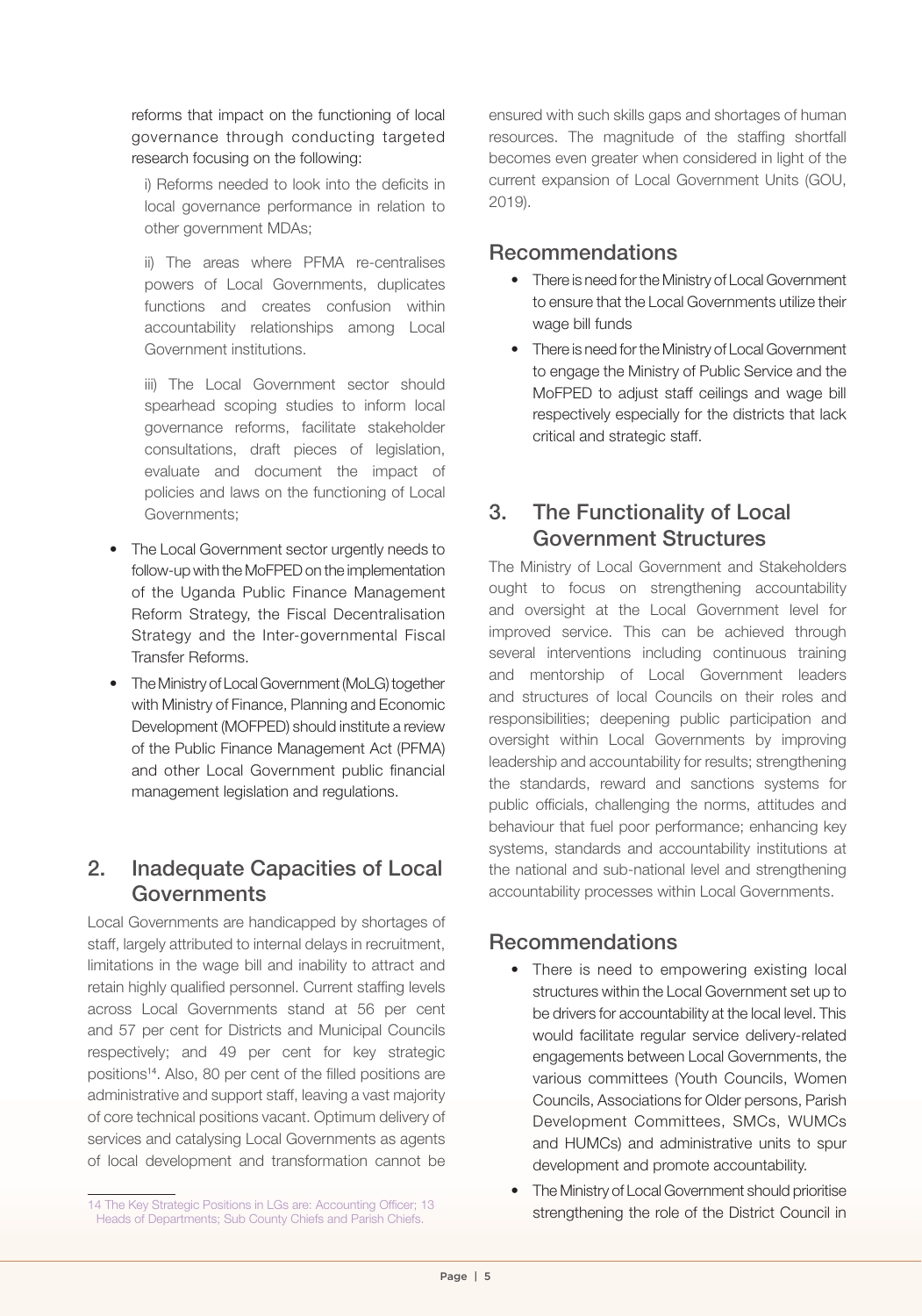reforms that impact on the functioning of local governance through conducting targeted research focusing on the following:

i) Reforms needed to look into the deficits in local governance performance in relation to other government MDAs;

ii) The areas where PFMA re-centralises powers of Local Governments, duplicates functions and creates confusion within accountability relationships among Local Government institutions.

iii) The Local Government sector should spearhead scoping studies to inform local governance reforms, facilitate stakeholder consultations, draft pieces of legislation, evaluate and document the impact of policies and laws on the functioning of Local Governments;

- The Local Government sector urgently needs to follow-up with the MoFPED on the implementation of the Uganda Public Finance Management Reform Strategy, the Fiscal Decentralisation Strategy and the Inter-governmental Fiscal Transfer Reforms.
- The Ministry of Local Government (MoLG) together with Ministry of Finance, Planning and Economic Development (MOFPED) should institute a review of the Public Finance Management Act (PFMA) and other Local Government public financial management legislation and regulations.

## 2. Inadequate Capacities of Local Governments

Local Governments are handicapped by shortages of staff, largely attributed to internal delays in recruitment, limitations in the wage bill and inability to attract and retain highly qualified personnel. Current staffing levels across Local Governments stand at 56 per cent and 57 per cent for Districts and Municipal Councils respectively; and 49 per cent for key strategic positions[14]. Also, 80 per cent of the filled positions are administrative and support staff, leaving a vast majority of core technical positions vacant. Optimum delivery of services and catalysing Local Governments as agents of local development and transformation cannot be ensured with such skills gaps and shortages of human resources. The magnitude of the staffing shortfall becomes even greater when considered in light of the current expansion of Local Government Units (GOU, 2019).

### Recommendations

- There is need for the Ministry of Local Government to ensure that the Local Governments utilize their wage bill funds
- There is need for the Ministry of Local Government to engage the Ministry of Public Service and the MoFPED to adjust staff ceilings and wage bill respectively especially for the districts that lack critical and strategic staff.

## 3. The Functionality of Local Government Structures

The Ministry of Local Government and Stakeholders ought to focus on strengthening accountability and oversight at the Local Government level for improved service. This can be achieved through several interventions including continuous training and mentorship of Local Government leaders and structures of local Councils on their roles and responsibilities; deepening public participation and oversight within Local Governments by improving leadership and accountability for results; strengthening the standards, reward and sanctions systems for public officials, challenging the norms, attitudes and behaviour that fuel poor performance; enhancing key systems, standards and accountability institutions at the national and sub-national level and strengthening accountability processes within Local Governments.

### Recommendations

- There is need to empowering existing local structures within the Local Government set up to be drivers for accountability at the local level. This would facilitate regular service delivery-related engagements between Local Governments, the various committees (Youth Councils, Women Councils, Associations for Older persons, Parish Development Committees, SMCs, WUMCs and HUMCs) and administrative units to spur development and promote accountability.
- The Ministry of Local Government should prioritise strengthening the role of the District Council in

[14] The Key Strategic Positions in LGs are: Accounting Officer; 13 Heads of Departments; Sub County Chiefs and Parish Chiefs.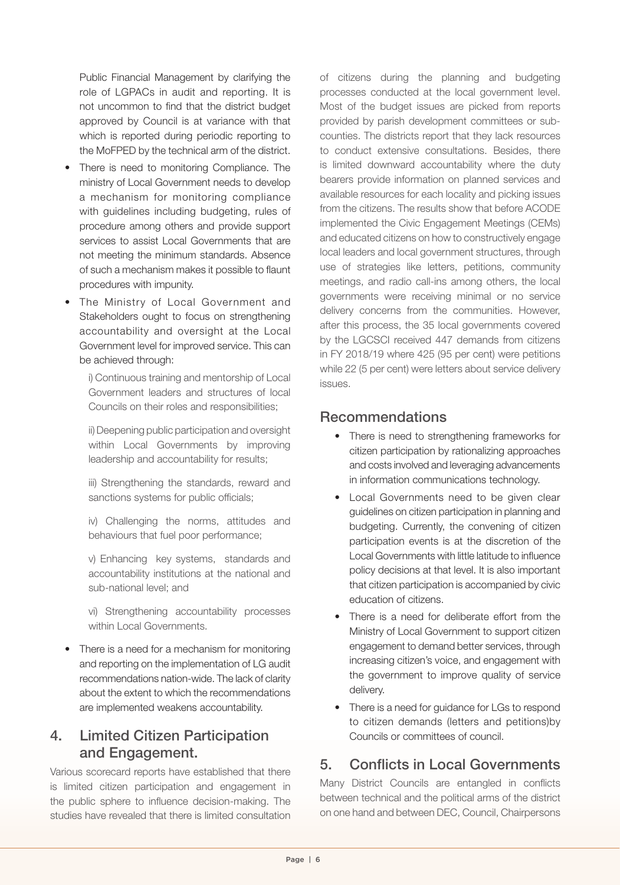Public Financial Management by clarifying the role of LGPACs in audit and reporting. It is not uncommon to find that the district budget approved by Council is at variance with that which is reported during periodic reporting to the MoFPED by the technical arm of the district.

- There is need to monitoring Compliance. The ministry of Local Government needs to develop a mechanism for monitoring compliance with guidelines including budgeting, rules of procedure among others and provide support services to assist Local Governments that are not meeting the minimum standards. Absence of such a mechanism makes it possible to flaunt procedures with impunity.
- The Ministry of Local Government and Stakeholders ought to focus on strengthening accountability and oversight at the Local Government level for improved service. This can be achieved through:

  i) Continuous training and mentorship of Local Government leaders and structures of local Councils on their roles and responsibilities;

  ii) Deepening public participation and oversight within Local Governments by improving leadership and accountability for results;

  iii) Strengthening the standards, reward and sanctions systems for public officials;

  iv) Challenging the norms, attitudes and behaviours that fuel poor performance;

  v) Enhancing key systems, standards and accountability institutions at the national and sub-national level; and

  vi) Strengthening accountability processes within Local Governments.

- There is a need for a mechanism for monitoring and reporting on the implementation of LG audit recommendations nation-wide. The lack of clarity about the extent to which the recommendations are implemented weakens accountability.

## 4. Limited Citizen Participation and Engagement.

Various scorecard reports have established that there is limited citizen participation and engagement in the public sphere to influence decision-making. The studies have revealed that there is limited consultation of citizens during the planning and budgeting processes conducted at the local government level. Most of the budget issues are picked from reports provided by parish development committees or sub-counties. The districts report that they lack resources to conduct extensive consultations. Besides, there is limited downward accountability where the duty bearers provide information on planned services and available resources for each locality and picking issues from the citizens. The results show that before ACODE implemented the Civic Engagement Meetings (CEMs) and educated citizens on how to constructively engage local leaders and local government structures, through use of strategies like letters, petitions, community meetings, and radio call-ins among others, the local governments were receiving minimal or no service delivery concerns from the communities. However, after this process, the 35 local governments covered by the LGCSCI received 447 demands from citizens in FY 2018/19 where 425 (95 per cent) were petitions while 22 (5 per cent) were letters about service delivery issues.

### Recommendations

- There is need to strengthening frameworks for citizen participation by rationalizing approaches and costs involved and leveraging advancements in information communications technology.
- Local Governments need to be given clear guidelines on citizen participation in planning and budgeting. Currently, the convening of citizen participation events is at the discretion of the Local Governments with little latitude to influence policy decisions at that level. It is also important that citizen participation is accompanied by civic education of citizens.
- There is a need for deliberate effort from the Ministry of Local Government to support citizen engagement to demand better services, through increasing citizen's voice, and engagement with the government to improve quality of service delivery.
- There is a need for guidance for LGs to respond to citizen demands (letters and petitions)by Councils or committees of council.

## 5. Conflicts in Local Governments

Many District Councils are entangled in conflicts between technical and the political arms of the district on one hand and between DEC, Council, Chairpersons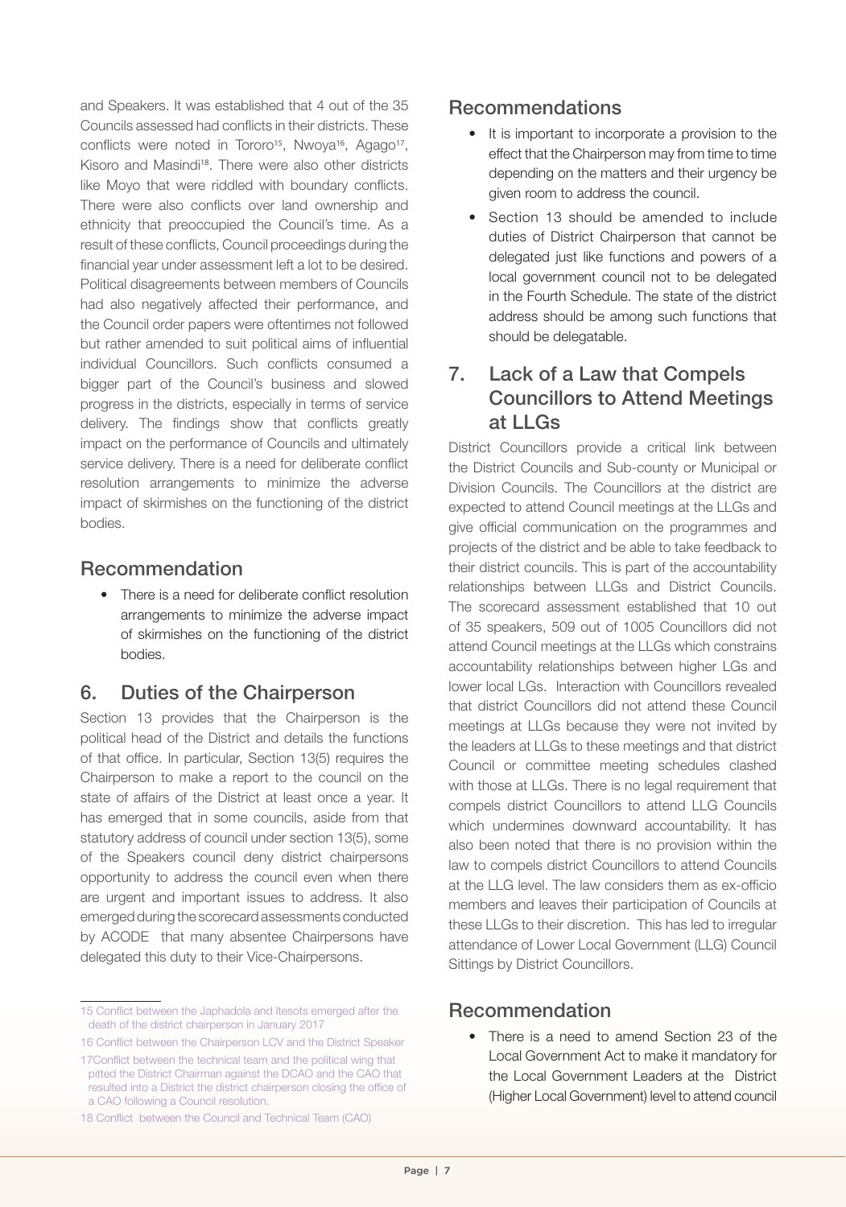and Speakers. It was established that 4 out of the 35 Councils assessed had conflicts in their districts. These conflicts were noted in Tororo[15], Nwoya[16], Agago[17], Kisoro and Masindi[18]. There were also other districts like Moyo that were riddled with boundary conflicts. There were also conflicts over land ownership and ethnicity that preoccupied the Council's time. As a result of these conflicts, Council proceedings during the financial year under assessment left a lot to be desired. Political disagreements between members of Councils had also negatively affected their performance, and the Council order papers were oftentimes not followed but rather amended to suit political aims of influential individual Councillors. Such conflicts consumed a bigger part of the Council's business and slowed progress in the districts, especially in terms of service delivery. The findings show that conflicts greatly impact on the performance of Councils and ultimately service delivery. There is a need for deliberate conflict resolution arrangements to minimize the adverse impact of skirmishes on the functioning of the district bodies.

### Recommendation

- There is a need for deliberate conflict resolution arrangements to minimize the adverse impact of skirmishes on the functioning of the district bodies.

## 6. Duties of the Chairperson

Section 13 provides that the Chairperson is the political head of the District and details the functions of that office. In particular, Section 13(5) requires the Chairperson to make a report to the council on the state of affairs of the District at least once a year. It has emerged that in some councils, aside from that statutory address of council under section 13(5), some of the Speakers council deny district chairpersons opportunity to address the council even when there are urgent and important issues to address. It also emerged during the scorecard assessments conducted by ACODE that many absentee Chairpersons have delegated this duty to their Vice-Chairpersons.

### Recommendations

- It is important to incorporate a provision to the effect that the Chairperson may from time to time depending on the matters and their urgency be given room to address the council.
- Section 13 should be amended to include duties of District Chairperson that cannot be delegated just like functions and powers of a local government council not to be delegated in the Fourth Schedule. The state of the district address should be among such functions that should be delegatable.

## 7. Lack of a Law that Compels Councillors to Attend Meetings at LLGs

District Councillors provide a critical link between the District Councils and Sub-county or Municipal or Division Councils. The Councillors at the district are expected to attend Council meetings at the LLGs and give official communication on the programmes and projects of the district and be able to take feedback to their district councils. This is part of the accountability relationships between LLGs and District Councils. The scorecard assessment established that 10 out of 35 speakers, 509 out of 1005 Councillors did not attend Council meetings at the LLGs which constrains accountability relationships between higher LGs and lower local LGs. Interaction with Councillors revealed that district Councillors did not attend these Council meetings at LLGs because they were not invited by the leaders at LLGs to these meetings and that district Council or committee meeting schedules clashed with those at LLGs. There is no legal requirement that compels district Councillors to attend LLG Councils which undermines downward accountability. It has also been noted that there is no provision within the law to compels district Councillors to attend Councils at the LLG level. The law considers them as ex-officio members and leaves their participation of Councils at these LLGs to their discretion. This has led to irregular attendance of Lower Local Government (LLG) Council Sittings by District Councillors.

### Recommendation

- There is a need to amend Section 23 of the Local Government Act to make it mandatory for the Local Government Leaders at the District (Higher Local Government) level to attend council

---

15 Conflict between the Japhadola and Itesots emerged after the death of the district chairperson in January 2017

16 Conflict between the Chairperson LCV and the District Speaker

17 Conflict between the technical team and the political wing that pitted the District Chairman against the DCAO and the CAO that resulted into a District the district chairperson closing the office of a CAO following a Council resolution.

18 Conflict between the Council and Technical Team (CAO)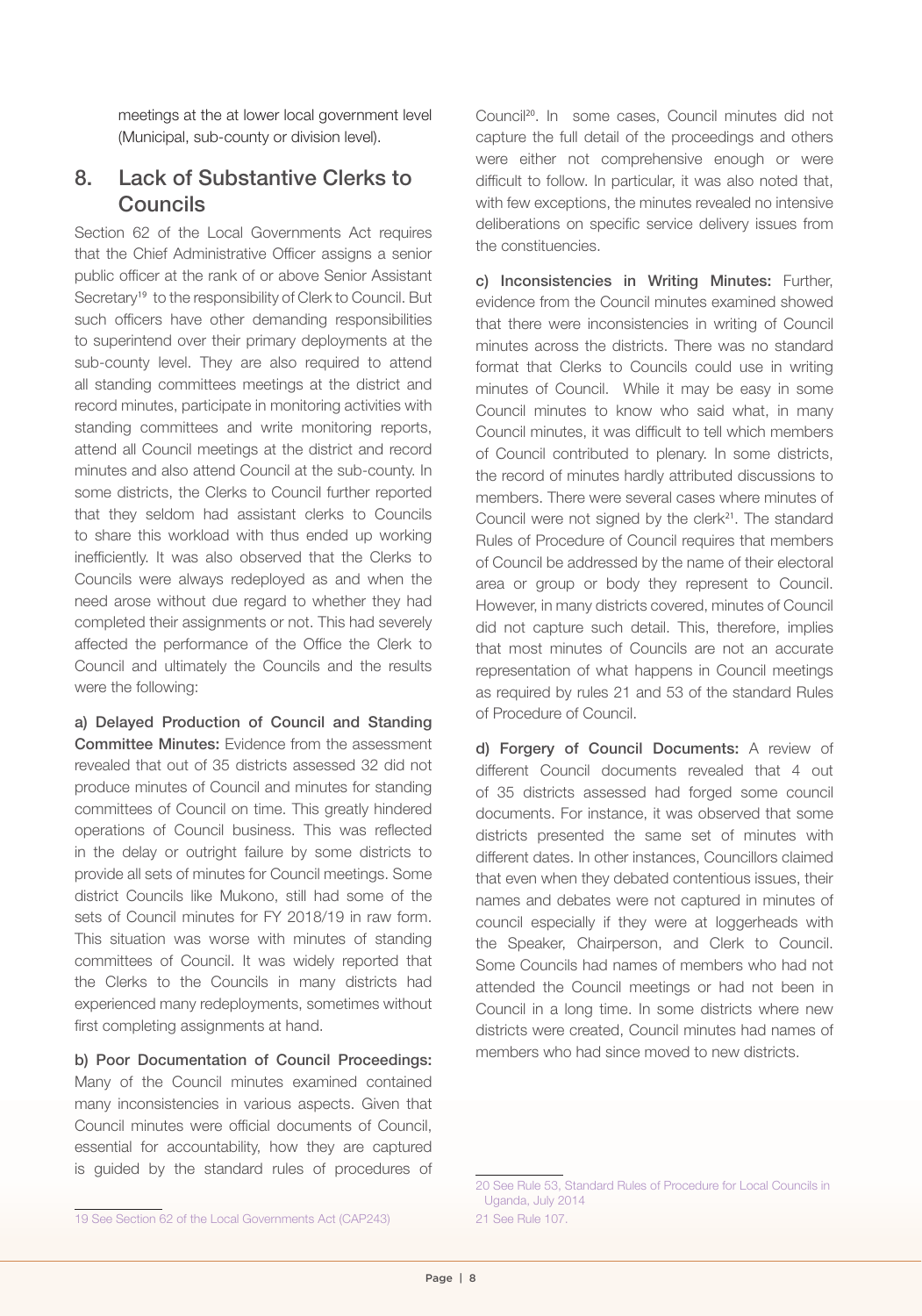meetings at the at lower local government level (Municipal, sub-county or division level).

## 8. Lack of Substantive Clerks to Councils

Section 62 of the Local Governments Act requires that the Chief Administrative Officer assigns a senior public officer at the rank of or above Senior Assistant Secretary[19] to the responsibility of Clerk to Council. But such officers have other demanding responsibilities to superintend over their primary deployments at the sub-county level. They are also required to attend all standing committees meetings at the district and record minutes, participate in monitoring activities with standing committees and write monitoring reports, attend all Council meetings at the district and record minutes and also attend Council at the sub-county. In some districts, the Clerks to Council further reported that they seldom had assistant clerks to Councils to share this workload with thus ended up working inefficiently. It was also observed that the Clerks to Councils were always redeployed as and when the need arose without due regard to whether they had completed their assignments or not. This had severely affected the performance of the Office the Clerk to Council and ultimately the Councils and the results were the following:

**a) Delayed Production of Council and Standing Committee Minutes:** Evidence from the assessment revealed that out of 35 districts assessed 32 did not produce minutes of Council and minutes for standing committees of Council on time. This greatly hindered operations of Council business. This was reflected in the delay or outright failure by some districts to provide all sets of minutes for Council meetings. Some district Councils like Mukono, still had some of the sets of Council minutes for FY 2018/19 in raw form. This situation was worse with minutes of standing committees of Council. It was widely reported that the Clerks to the Councils in many districts had experienced many redeployments, sometimes without first completing assignments at hand.

**b) Poor Documentation of Council Proceedings:** Many of the Council minutes examined contained many inconsistencies in various aspects. Given that Council minutes were official documents of Council, essential for accountability, how they are captured is guided by the standard rules of procedures of Council[20]. In some cases, Council minutes did not capture the full detail of the proceedings and others were either not comprehensive enough or were difficult to follow. In particular, it was also noted that, with few exceptions, the minutes revealed no intensive deliberations on specific service delivery issues from the constituencies.

**c) Inconsistencies in Writing Minutes:** Further, evidence from the Council minutes examined showed that there were inconsistencies in writing of Council minutes across the districts. There was no standard format that Clerks to Councils could use in writing minutes of Council. While it may be easy in some Council minutes to know who said what, in many Council minutes, it was difficult to tell which members of Council contributed to plenary. In some districts, the record of minutes hardly attributed discussions to members. There were several cases where minutes of Council were not signed by the clerk[21]. The standard Rules of Procedure of Council requires that members of Council be addressed by the name of their electoral area or group or body they represent to Council. However, in many districts covered, minutes of Council did not capture such detail. This, therefore, implies that most minutes of Councils are not an accurate representation of what happens in Council meetings as required by rules 21 and 53 of the standard Rules of Procedure of Council.

**d) Forgery of Council Documents:** A review of different Council documents revealed that 4 out of 35 districts assessed had forged some council documents. For instance, it was observed that some districts presented the same set of minutes with different dates. In other instances, Councillors claimed that even when they debated contentious issues, their names and debates were not captured in minutes of council especially if they were at loggerheads with the Speaker, Chairperson, and Clerk to Council. Some Councils had names of members who had not attended the Council meetings or had not been in Council in a long time. In some districts where new districts were created, Council minutes had names of members who had since moved to new districts.

---

19 See Section 62 of the Local Governments Act (CAP243)

20 See Rule 53, Standard Rules of Procedure for Local Councils in Uganda, July 2014

21 See Rule 107.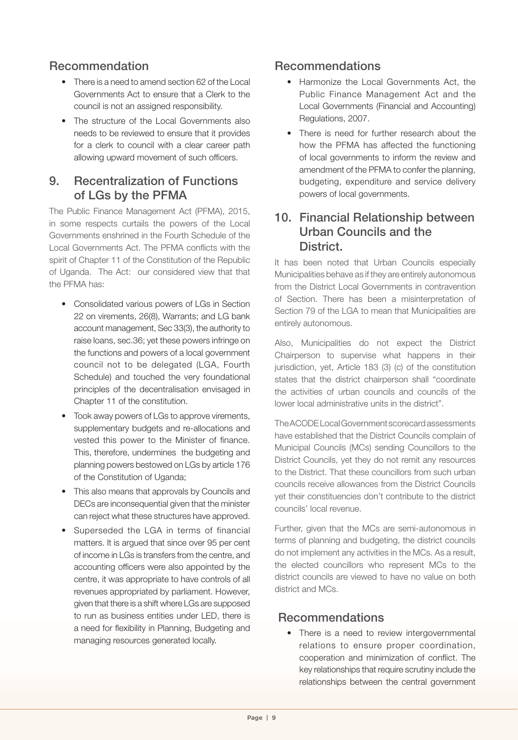## Recommendation

- There is a need to amend section 62 of the Local Governments Act to ensure that a Clerk to the council is not an assigned responsibility.
- The structure of the Local Governments also needs to be reviewed to ensure that it provides for a clerk to council with a clear career path allowing upward movement of such officers.

## 9. Recentralization of Functions of LGs by the PFMA

The Public Finance Management Act (PFMA), 2015, in some respects curtails the powers of the Local Governments enshrined in the Fourth Schedule of the Local Governments Act. The PFMA conflicts with the spirit of Chapter 11 of the Constitution of the Republic of Uganda. The Act: our considered view that that the PFMA has:

- Consolidated various powers of LGs in Section 22 on virements, 26(8), Warrants; and LG bank account management, Sec 33(3), the authority to raise loans, sec.36; yet these powers infringe on the functions and powers of a local government council not to be delegated (LGA, Fourth Schedule) and touched the very foundational principles of the decentralisation envisaged in Chapter 11 of the constitution.
- Took away powers of LGs to approve virements, supplementary budgets and re-allocations and vested this power to the Minister of finance. This, therefore, undermines the budgeting and planning powers bestowed on LGs by article 176 of the Constitution of Uganda;
- This also means that approvals by Councils and DECs are inconsequential given that the minister can reject what these structures have approved.
- Superseded the LGA in terms of financial matters. It is argued that since over 95 per cent of income in LGs is transfers from the centre, and accounting officers were also appointed by the centre, it was appropriate to have controls of all revenues appropriated by parliament. However, given that there is a shift where LGs are supposed to run as business entities under LED, there is a need for flexibility in Planning, Budgeting and managing resources generated locally.

## Recommendations

- Harmonize the Local Governments Act, the Public Finance Management Act and the Local Governments (Financial and Accounting) Regulations, 2007.
- There is need for further research about the how the PFMA has affected the functioning of local governments to inform the review and amendment of the PFMA to confer the planning, budgeting, expenditure and service delivery powers of local governments.

## 10. Financial Relationship between Urban Councils and the District.

It has been noted that Urban Councils especially Municipalities behave as if they are entirely autonomous from the District Local Governments in contravention of Section. There has been a misinterpretation of Section 79 of the LGA to mean that Municipalities are entirely autonomous.

Also, Municipalities do not expect the District Chairperson to supervise what happens in their jurisdiction, yet, Article 183 (3) (c) of the constitution states that the district chairperson shall "coordinate the activities of urban councils and councils of the lower local administrative units in the district".

The ACODE Local Government scorecard assessments have established that the District Councils complain of Municipal Councils (MCs) sending Councillors to the District Councils, yet they do not remit any resources to the District. That these councillors from such urban councils receive allowances from the District Councils yet their constituencies don't contribute to the district councils' local revenue.

Further, given that the MCs are semi-autonomous in terms of planning and budgeting, the district councils do not implement any activities in the MCs. As a result, the elected councillors who represent MCs to the district councils are viewed to have no value on both district and MCs.

## Recommendations

- There is a need to review intergovernmental relations to ensure proper coordination, cooperation and minimization of conflict. The key relationships that require scrutiny include the relationships between the central government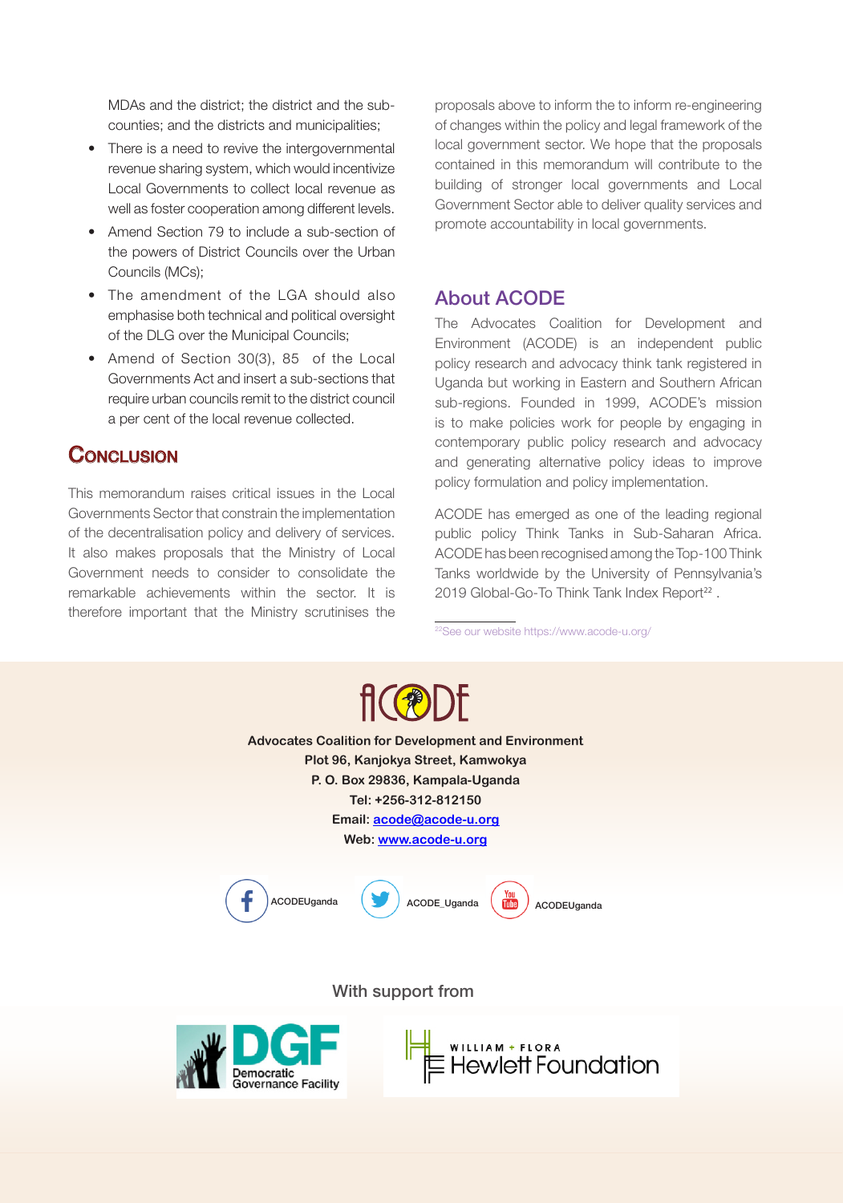MDAs and the district; the district and the sub-counties; and the districts and municipalities;

- There is a need to revive the intergovernmental revenue sharing system, which would incentivize Local Governments to collect local revenue as well as foster cooperation among different levels.
- Amend Section 79 to include a sub-section of the powers of District Councils over the Urban Councils (MCs);
- The amendment of the LGA should also emphasise both technical and political oversight of the DLG over the Municipal Councils;
- Amend of Section 30(3), 85 of the Local Governments Act and insert a sub-sections that require urban councils remit to the district council a per cent of the local revenue collected.

## Conclusion

This memorandum raises critical issues in the Local Governments Sector that constrain the implementation of the decentralisation policy and delivery of services. It also makes proposals that the Ministry of Local Government needs to consider to consolidate the remarkable achievements within the sector. It is therefore important that the Ministry scrutinises the proposals above to inform the to inform re-engineering of changes within the policy and legal framework of the local government sector. We hope that the proposals contained in this memorandum will contribute to the building of stronger local governments and Local Government Sector able to deliver quality services and promote accountability in local governments.

## About ACODE

The Advocates Coalition for Development and Environment (ACODE) is an independent public policy research and advocacy think tank registered in Uganda but working in Eastern and Southern African sub-regions. Founded in 1999, ACODE's mission is to make policies work for people by engaging in contemporary public policy research and advocacy and generating alternative policy ideas to improve policy formulation and policy implementation.

ACODE has emerged as one of the leading regional public policy Think Tanks in Sub-Saharan Africa. ACODE has been recognised among the Top-100 Think Tanks worldwide by the University of Pennsylvania's 2019 Global-Go-To Think Tank Index Report[22] .

[22] See our website https://www.acode-u.org/

ACODE

**Advocates Coalition for Development and Environment**
**Plot 96, Kanjokya Street, Kamwokya**
**P. O. Box 29836, Kampala-Uganda**
**Tel: +256-312-812150**
**Email: acode@acode-u.org**
**Web: www.acode-u.org**

ACODEUganda    ACODE_Uganda    ACODEUganda

With support from

DGF Democratic Governance Facility

William + Flora Hewlett Foundation